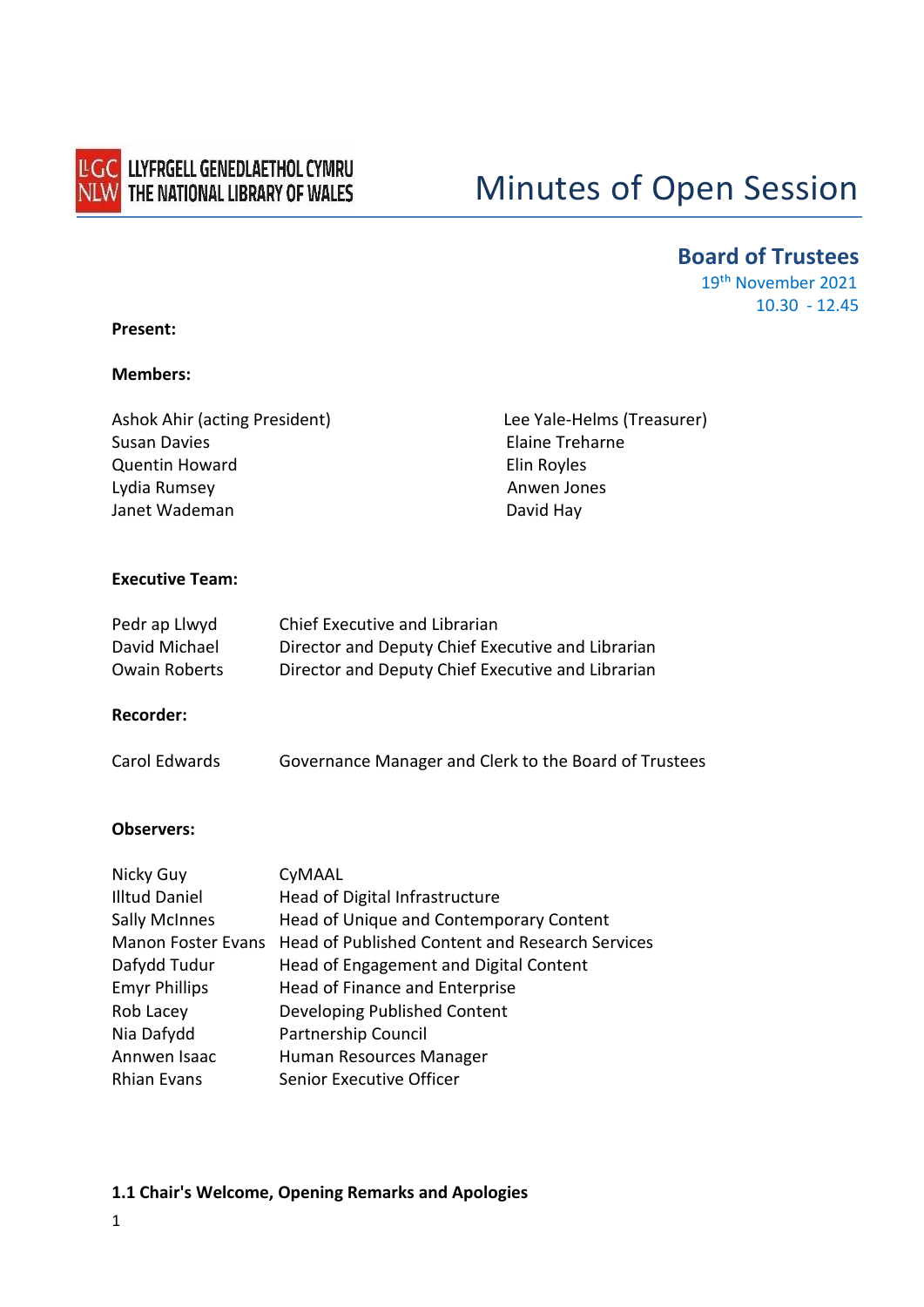LLYFRGELL GENEDLAETHOL CYMRU
THE NATIONAL LIBRARY OF WALES

# Minutes of Open Session

## Board of Trustees

19th November 2021
10.30 - 12.45

**Present:**

**Members:**

Ashok Ahir (acting President)
Susan Davies
Quentin Howard
Lydia Rumsey
Janet Wademan
Lee Yale-Helms (Treasurer)
Elaine Treharne
Elin Royles
Anwen Jones
David Hay

**Executive Team:**

| | |
|---|---|
| Pedr ap Llwyd | Chief Executive and Librarian |
| David Michael | Director and Deputy Chief Executive and Librarian |
| Owain Roberts | Director and Deputy Chief Executive and Librarian |

**Recorder:**

| | |
|---|---|
| Carol Edwards | Governance Manager and Clerk to the Board of Trustees |

**Observers:**

| | |
|---|---|
| Nicky Guy | CyMAAL |
| Illtud Daniel | Head of Digital Infrastructure |
| Sally McInnes | Head of Unique and Contemporary Content |
| Manon Foster Evans | Head of Published Content and Research Services |
| Dafydd Tudur | Head of Engagement and Digital Content |
| Emyr Phillips | Head of Finance and Enterprise |
| Rob Lacey | Developing Published Content |
| Nia Dafydd | Partnership Council |
| Annwen Isaac | Human Resources Manager |
| Rhian Evans | Senior Executive Officer |

**1.1 Chair's Welcome, Opening Remarks and Apologies**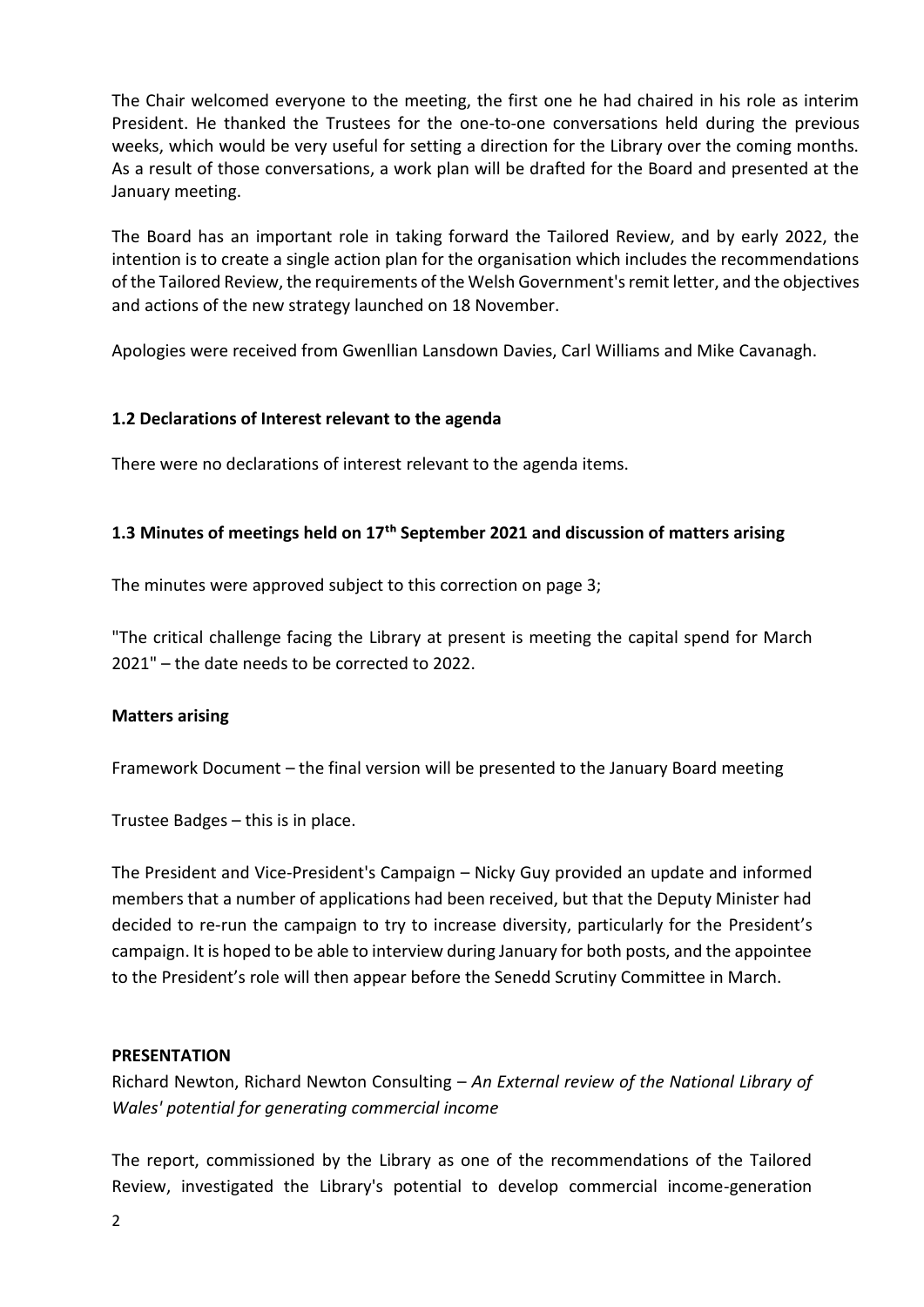The Chair welcomed everyone to the meeting, the first one he had chaired in his role as interim President. He thanked the Trustees for the one-to-one conversations held during the previous weeks, which would be very useful for setting a direction for the Library over the coming months. As a result of those conversations, a work plan will be drafted for the Board and presented at the January meeting.

The Board has an important role in taking forward the Tailored Review, and by early 2022, the intention is to create a single action plan for the organisation which includes the recommendations of the Tailored Review, the requirements of the Welsh Government's remit letter, and the objectives and actions of the new strategy launched on 18 November.

Apologies were received from Gwenllian Lansdown Davies, Carl Williams and Mike Cavanagh.

### 1.2 Declarations of Interest relevant to the agenda

There were no declarations of interest relevant to the agenda items.

### 1.3 Minutes of meetings held on 17th September 2021 and discussion of matters arising

The minutes were approved subject to this correction on page 3;

"The critical challenge facing the Library at present is meeting the capital spend for March 2021" – the date needs to be corrected to 2022.

**Matters arising**

Framework Document – the final version will be presented to the January Board meeting

Trustee Badges – this is in place.

The President and Vice-President's Campaign – Nicky Guy provided an update and informed members that a number of applications had been received, but that the Deputy Minister had decided to re-run the campaign to try to increase diversity, particularly for the President's campaign. It is hoped to be able to interview during January for both posts, and the appointee to the President's role will then appear before the Senedd Scrutiny Committee in March.

**PRESENTATION**

Richard Newton, Richard Newton Consulting – *An External review of the National Library of Wales' potential for generating commercial income*

The report, commissioned by the Library as one of the recommendations of the Tailored Review, investigated the Library's potential to develop commercial income-generation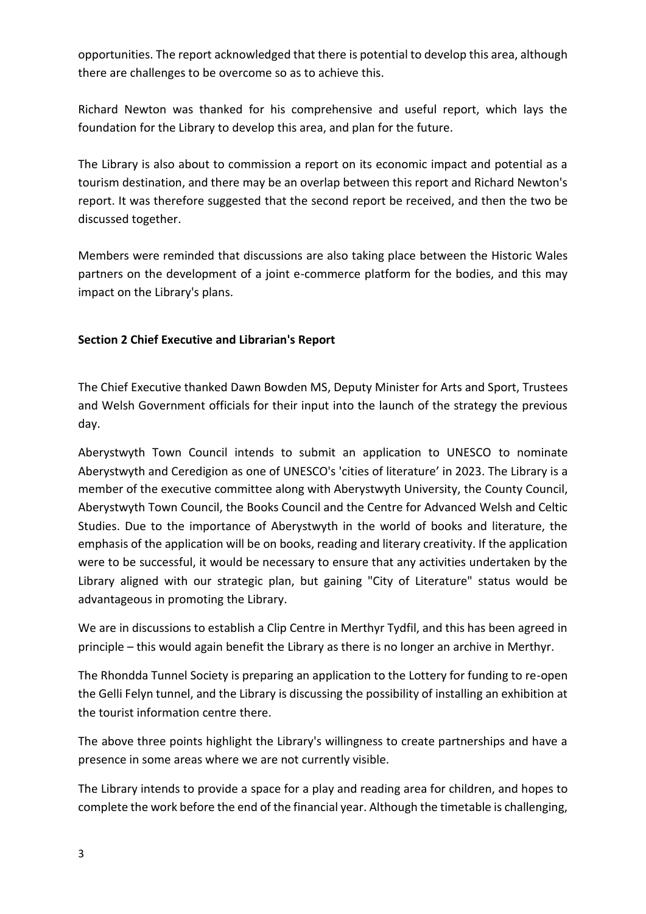opportunities. The report acknowledged that there is potential to develop this area, although there are challenges to be overcome so as to achieve this.

Richard Newton was thanked for his comprehensive and useful report, which lays the foundation for the Library to develop this area, and plan for the future.

The Library is also about to commission a report on its economic impact and potential as a tourism destination, and there may be an overlap between this report and Richard Newton's report. It was therefore suggested that the second report be received, and then the two be discussed together.

Members were reminded that discussions are also taking place between the Historic Wales partners on the development of a joint e-commerce platform for the bodies, and this may impact on the Library's plans.

**Section 2 Chief Executive and Librarian's Report**

The Chief Executive thanked Dawn Bowden MS, Deputy Minister for Arts and Sport, Trustees and Welsh Government officials for their input into the launch of the strategy the previous day.

Aberystwyth Town Council intends to submit an application to UNESCO to nominate Aberystwyth and Ceredigion as one of UNESCO's 'cities of literature' in 2023. The Library is a member of the executive committee along with Aberystwyth University, the County Council, Aberystwyth Town Council, the Books Council and the Centre for Advanced Welsh and Celtic Studies. Due to the importance of Aberystwyth in the world of books and literature, the emphasis of the application will be on books, reading and literary creativity. If the application were to be successful, it would be necessary to ensure that any activities undertaken by the Library aligned with our strategic plan, but gaining "City of Literature" status would be advantageous in promoting the Library.

We are in discussions to establish a Clip Centre in Merthyr Tydfil, and this has been agreed in principle – this would again benefit the Library as there is no longer an archive in Merthyr.

The Rhondda Tunnel Society is preparing an application to the Lottery for funding to re-open the Gelli Felyn tunnel, and the Library is discussing the possibility of installing an exhibition at the tourist information centre there.

The above three points highlight the Library's willingness to create partnerships and have a presence in some areas where we are not currently visible.

The Library intends to provide a space for a play and reading area for children, and hopes to complete the work before the end of the financial year. Although the timetable is challenging,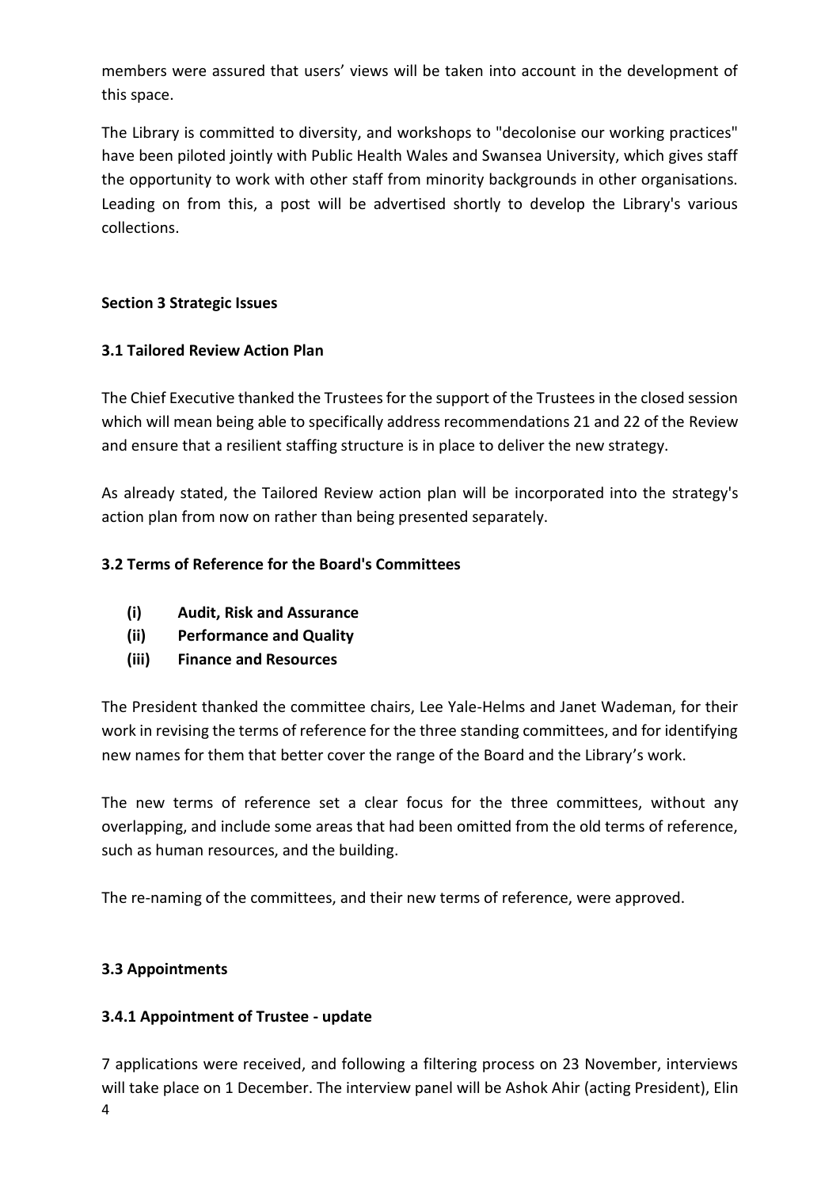members were assured that users' views will be taken into account in the development of this space.

The Library is committed to diversity, and workshops to "decolonise our working practices" have been piloted jointly with Public Health Wales and Swansea University, which gives staff the opportunity to work with other staff from minority backgrounds in other organisations. Leading on from this, a post will be advertised shortly to develop the Library's various collections.

## Section 3 Strategic Issues

### 3.1 Tailored Review Action Plan

The Chief Executive thanked the Trustees for the support of the Trustees in the closed session which will mean being able to specifically address recommendations 21 and 22 of the Review and ensure that a resilient staffing structure is in place to deliver the new strategy.

As already stated, the Tailored Review action plan will be incorporated into the strategy's action plan from now on rather than being presented separately.

### 3.2 Terms of Reference for the Board's Committees

- **(i) Audit, Risk and Assurance**
- **(ii) Performance and Quality**
- **(iii) Finance and Resources**

The President thanked the committee chairs, Lee Yale-Helms and Janet Wademan, for their work in revising the terms of reference for the three standing committees, and for identifying new names for them that better cover the range of the Board and the Library's work.

The new terms of reference set a clear focus for the three committees, without any overlapping, and include some areas that had been omitted from the old terms of reference, such as human resources, and the building.

The re-naming of the committees, and their new terms of reference, were approved.

### 3.3 Appointments

#### 3.4.1 Appointment of Trustee - update

7 applications were received, and following a filtering process on 23 November, interviews will take place on 1 December. The interview panel will be Ashok Ahir (acting President), Elin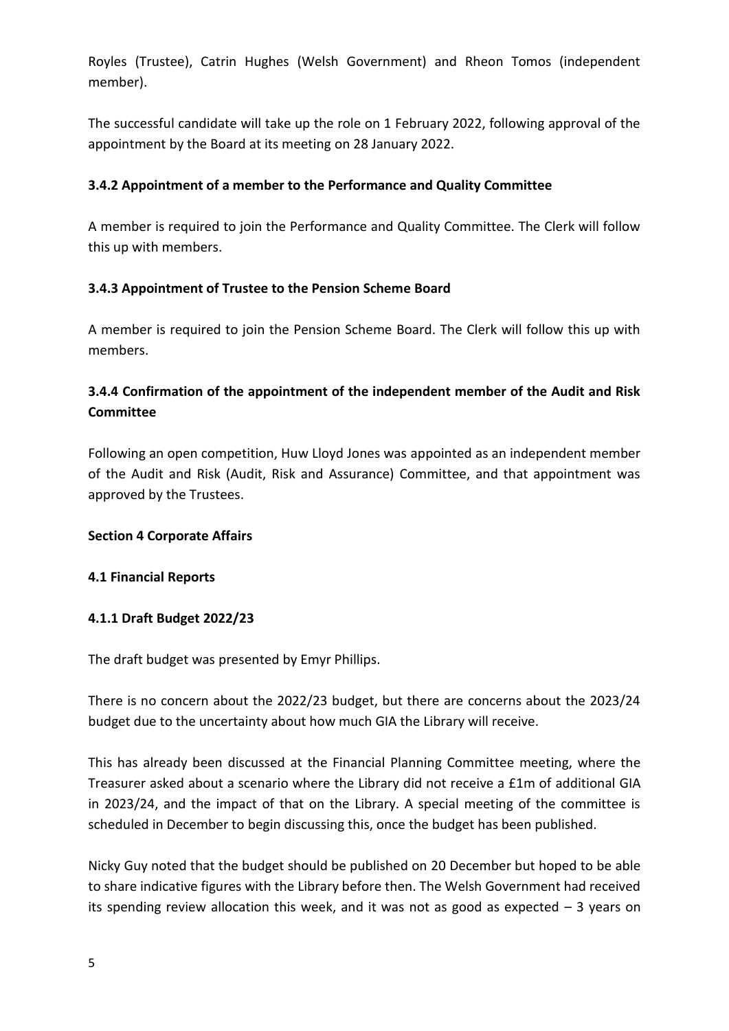Royles (Trustee), Catrin Hughes (Welsh Government) and Rheon Tomos (independent member).

The successful candidate will take up the role on 1 February 2022, following approval of the appointment by the Board at its meeting on 28 January 2022.

### 3.4.2 Appointment of a member to the Performance and Quality Committee

A member is required to join the Performance and Quality Committee. The Clerk will follow this up with members.

### 3.4.3 Appointment of Trustee to the Pension Scheme Board

A member is required to join the Pension Scheme Board. The Clerk will follow this up with members.

### 3.4.4 Confirmation of the appointment of the independent member of the Audit and Risk Committee

Following an open competition, Huw Lloyd Jones was appointed as an independent member of the Audit and Risk (Audit, Risk and Assurance) Committee, and that appointment was approved by the Trustees.

## Section 4 Corporate Affairs

### 4.1 Financial Reports

### 4.1.1 Draft Budget 2022/23

The draft budget was presented by Emyr Phillips.

There is no concern about the 2022/23 budget, but there are concerns about the 2023/24 budget due to the uncertainty about how much GIA the Library will receive.

This has already been discussed at the Financial Planning Committee meeting, where the Treasurer asked about a scenario where the Library did not receive a £1m of additional GIA in 2023/24, and the impact of that on the Library. A special meeting of the committee is scheduled in December to begin discussing this, once the budget has been published.

Nicky Guy noted that the budget should be published on 20 December but hoped to be able to share indicative figures with the Library before then. The Welsh Government had received its spending review allocation this week, and it was not as good as expected – 3 years on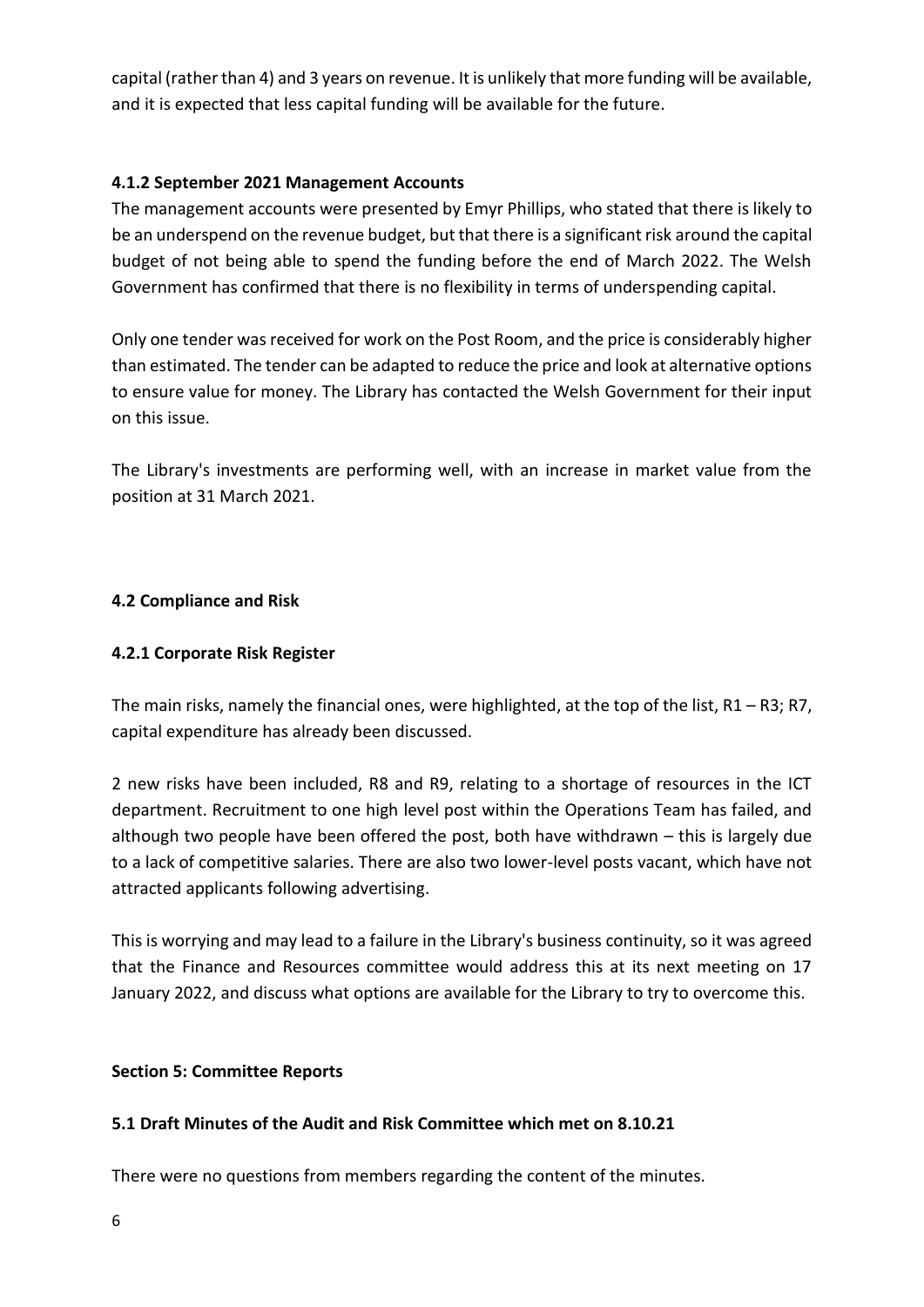capital (rather than 4) and 3 years on revenue. It is unlikely that more funding will be available, and it is expected that less capital funding will be available for the future.

#### 4.1.2 September 2021 Management Accounts

The management accounts were presented by Emyr Phillips, who stated that there is likely to be an underspend on the revenue budget, but that there is a significant risk around the capital budget of not being able to spend the funding before the end of March 2022. The Welsh Government has confirmed that there is no flexibility in terms of underspending capital.

Only one tender was received for work on the Post Room, and the price is considerably higher than estimated. The tender can be adapted to reduce the price and look at alternative options to ensure value for money. The Library has contacted the Welsh Government for their input on this issue.

The Library's investments are performing well, with an increase in market value from the position at 31 March 2021.

### 4.2 Compliance and Risk

#### 4.2.1 Corporate Risk Register

The main risks, namely the financial ones, were highlighted, at the top of the list, R1 – R3; R7, capital expenditure has already been discussed.

2 new risks have been included, R8 and R9, relating to a shortage of resources in the ICT department. Recruitment to one high level post within the Operations Team has failed, and although two people have been offered the post, both have withdrawn – this is largely due to a lack of competitive salaries. There are also two lower-level posts vacant, which have not attracted applicants following advertising.

This is worrying and may lead to a failure in the Library's business continuity, so it was agreed that the Finance and Resources committee would address this at its next meeting on 17 January 2022, and discuss what options are available for the Library to try to overcome this.

## Section 5: Committee Reports

### 5.1 Draft Minutes of the Audit and Risk Committee which met on 8.10.21

There were no questions from members regarding the content of the minutes.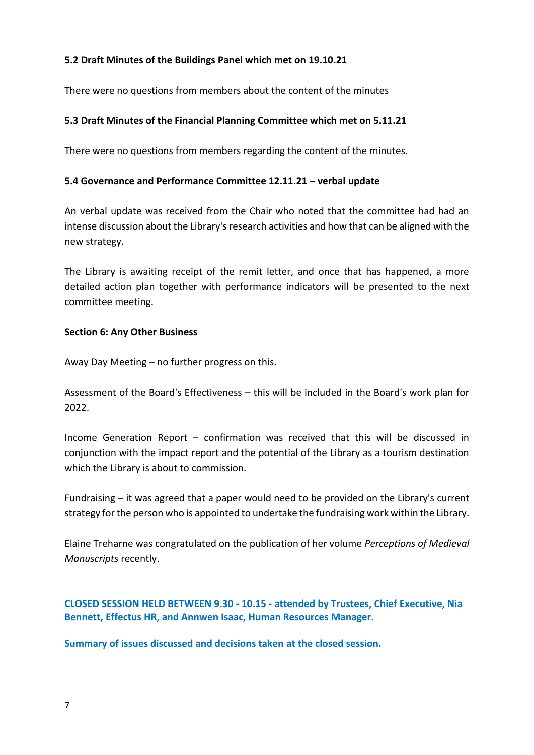**5.2 Draft Minutes of the Buildings Panel which met on 19.10.21**

There were no questions from members about the content of the minutes

**5.3 Draft Minutes of the Financial Planning Committee which met on 5.11.21**

There were no questions from members regarding the content of the minutes.

**5.4 Governance and Performance Committee 12.11.21 – verbal update**

An verbal update was received from the Chair who noted that the committee had had an intense discussion about the Library's research activities and how that can be aligned with the new strategy.

The Library is awaiting receipt of the remit letter, and once that has happened, a more detailed action plan together with performance indicators will be presented to the next committee meeting.

**Section 6: Any Other Business**

Away Day Meeting – no further progress on this.

Assessment of the Board's Effectiveness – this will be included in the Board's work plan for 2022.

Income Generation Report – confirmation was received that this will be discussed in conjunction with the impact report and the potential of the Library as a tourism destination which the Library is about to commission.

Fundraising – it was agreed that a paper would need to be provided on the Library's current strategy for the person who is appointed to undertake the fundraising work within the Library.

Elaine Treharne was congratulated on the publication of her volume *Perceptions of Medieval Manuscripts* recently.

**CLOSED SESSION HELD BETWEEN 9.30 - 10.15 - attended by Trustees, Chief Executive, Nia Bennett, Effectus HR, and Annwen Isaac, Human Resources Manager.**

**Summary of issues discussed and decisions taken at the closed session.**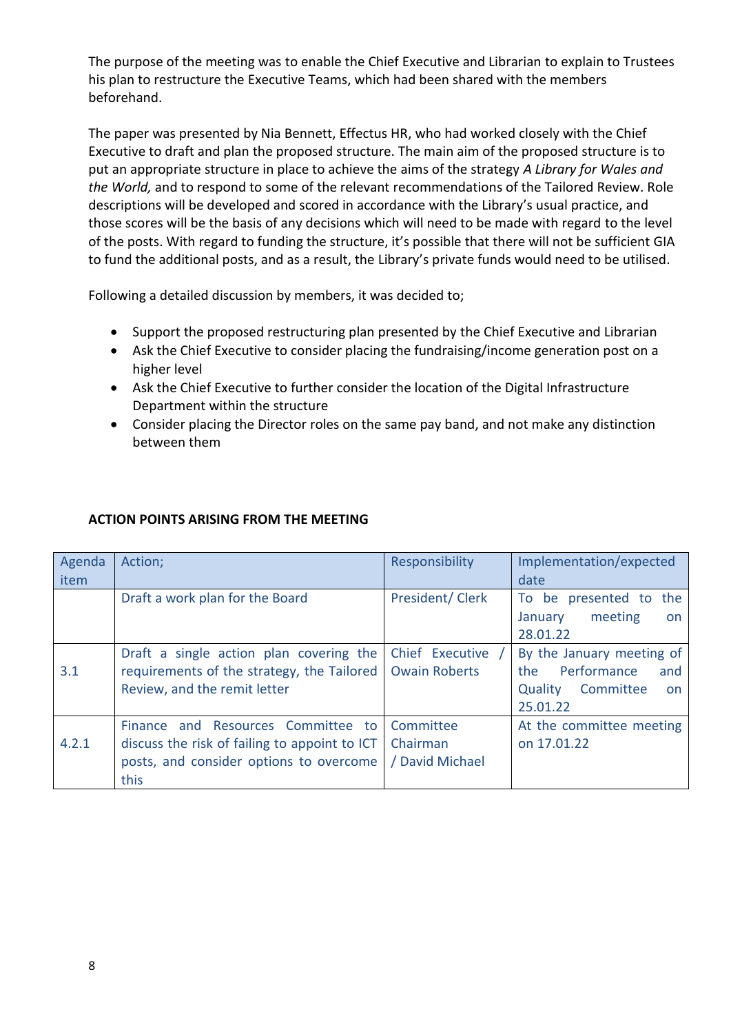The purpose of the meeting was to enable the Chief Executive and Librarian to explain to Trustees his plan to restructure the Executive Teams, which had been shared with the members beforehand.

The paper was presented by Nia Bennett, Effectus HR, who had worked closely with the Chief Executive to draft and plan the proposed structure. The main aim of the proposed structure is to put an appropriate structure in place to achieve the aims of the strategy *A Library for Wales and the World,* and to respond to some of the relevant recommendations of the Tailored Review. Role descriptions will be developed and scored in accordance with the Library's usual practice, and those scores will be the basis of any decisions which will need to be made with regard to the level of the posts. With regard to funding the structure, it's possible that there will not be sufficient GIA to fund the additional posts, and as a result, the Library's private funds would need to be utilised.

Following a detailed discussion by members, it was decided to;

- Support the proposed restructuring plan presented by the Chief Executive and Librarian
- Ask the Chief Executive to consider placing the fundraising/income generation post on a higher level
- Ask the Chief Executive to further consider the location of the Digital Infrastructure Department within the structure
- Consider placing the Director roles on the same pay band, and not make any distinction between them

**ACTION POINTS ARISING FROM THE MEETING**

| Agenda item | Action; | Responsibility | Implementation/expected date |
|---|---|---|---|
| | Draft a work plan for the Board | President/ Clerk | To be presented to the January meeting on 28.01.22 |
| 3.1 | Draft a single action plan covering the requirements of the strategy, the Tailored Review, and the remit letter | Chief Executive / Owain Roberts | By the January meeting of the Performance and Quality Committee on 25.01.22 |
| 4.2.1 | Finance and Resources Committee to discuss the risk of failing to appoint to ICT posts, and consider options to overcome this | Committee Chairman / David Michael | At the committee meeting on 17.01.22 |